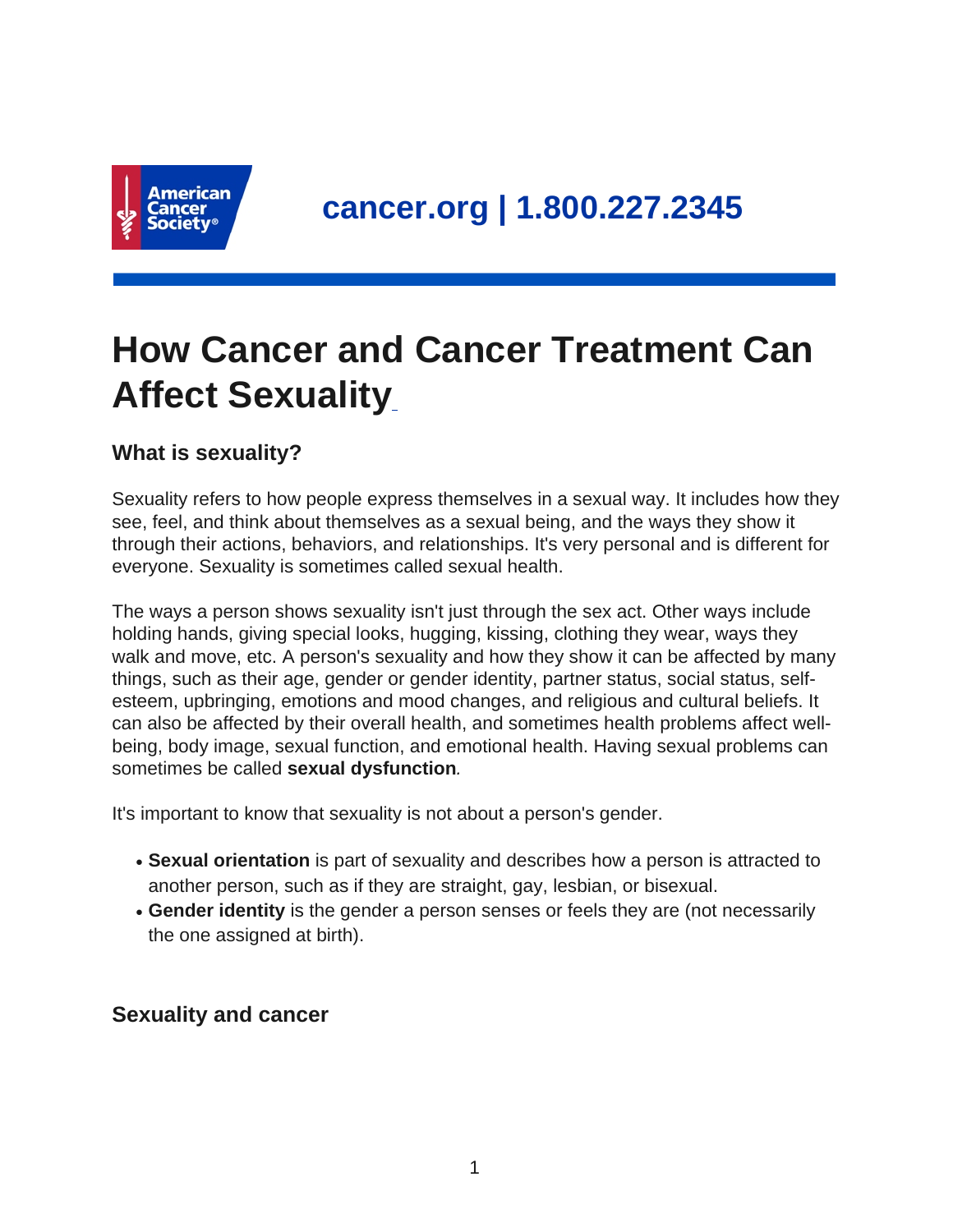cancer.org | 1.800.227.2345

# How Cancer and Cancer Treatment Can Affect Sexuality

## What is sexuality?

Sexuality refers to how people express themselves in a sexual way. It includes how they see, feel, and think about themselves as a sexual being, and the ways they show it through their actions, behaviors, and relationships. It's very personal and is different for everyone. Sexuality is sometimes called sexual health.

The ways a person shows sexuality isn't just through the sex act. Other ways include holding hands, giving special looks, hugging, kissing, clothing they wear, ways they walk and move, etc. A person's sexuality and how they show it can be affected by many things, such as their age, gender or gender identity, partner status, social status, self-esteem, upbringing, emotions and mood changes, and religious and cultural beliefs. It can also be affected by their overall health, and sometimes health problems affect well-being, body image, sexual function, and emotional health. Having sexual problems can sometimes be called **sexual dysfunction**.

It's important to know that sexuality is not about a person's gender.

- **Sexual orientation** is part of sexuality and describes how a person is attracted to another person, such as if they are straight, gay, lesbian, or bisexual.
- **Gender identity** is the gender a person senses or feels they are (not necessarily the one assigned at birth).

## Sexuality and cancer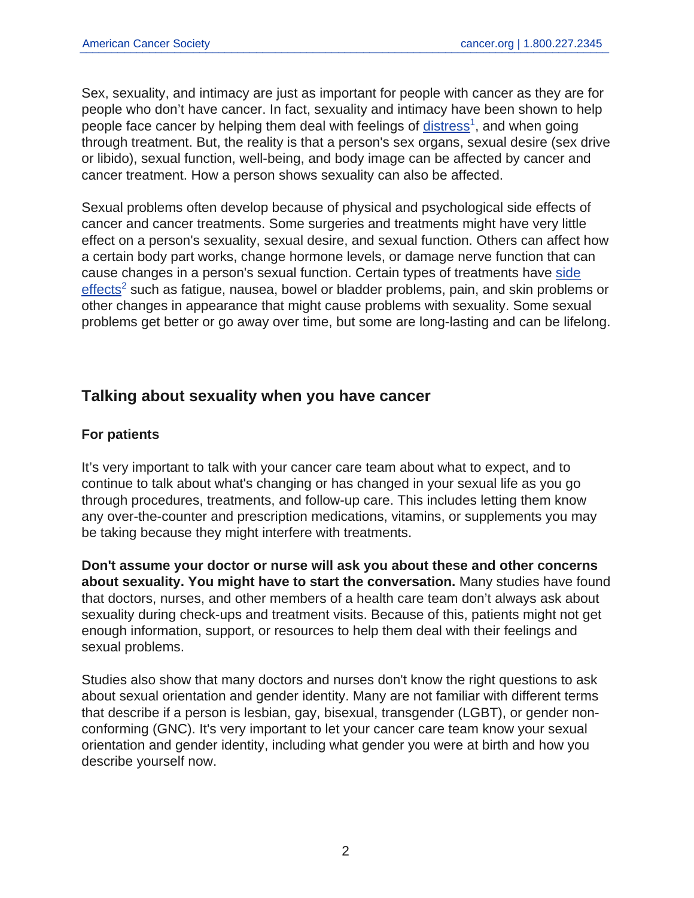Sex, sexuality, and intimacy are just as important for people with cancer as they are for people who don't have cancer. In fact, sexuality and intimacy have been shown to help people face cancer by helping them deal with feelings of distress[1], and when going through treatment. But, the reality is that a person's sex organs, sexual desire (sex drive or libido), sexual function, well-being, and body image can be affected by cancer and cancer treatment. How a person shows sexuality can also be affected.

Sexual problems often develop because of physical and psychological side effects of cancer and cancer treatments. Some surgeries and treatments might have very little effect on a person's sexuality, sexual desire, and sexual function. Others can affect how a certain body part works, change hormone levels, or damage nerve function that can cause changes in a person's sexual function. Certain types of treatments have side effects[2] such as fatigue, nausea, bowel or bladder problems, pain, and skin problems or other changes in appearance that might cause problems with sexuality. Some sexual problems get better or go away over time, but some are long-lasting and can be lifelong.

## Talking about sexuality when you have cancer

### For patients

It's very important to talk with your cancer care team about what to expect, and to continue to talk about what's changing or has changed in your sexual life as you go through procedures, treatments, and follow-up care. This includes letting them know any over-the-counter and prescription medications, vitamins, or supplements you may be taking because they might interfere with treatments.

**Don't assume your doctor or nurse will ask you about these and other concerns about sexuality. You might have to start the conversation.** Many studies have found that doctors, nurses, and other members of a health care team don't always ask about sexuality during check-ups and treatment visits. Because of this, patients might not get enough information, support, or resources to help them deal with their feelings and sexual problems.

Studies also show that many doctors and nurses don't know the right questions to ask about sexual orientation and gender identity. Many are not familiar with different terms that describe if a person is lesbian, gay, bisexual, transgender (LGBT), or gender non-conforming (GNC). It's very important to let your cancer care team know your sexual orientation and gender identity, including what gender you were at birth and how you describe yourself now.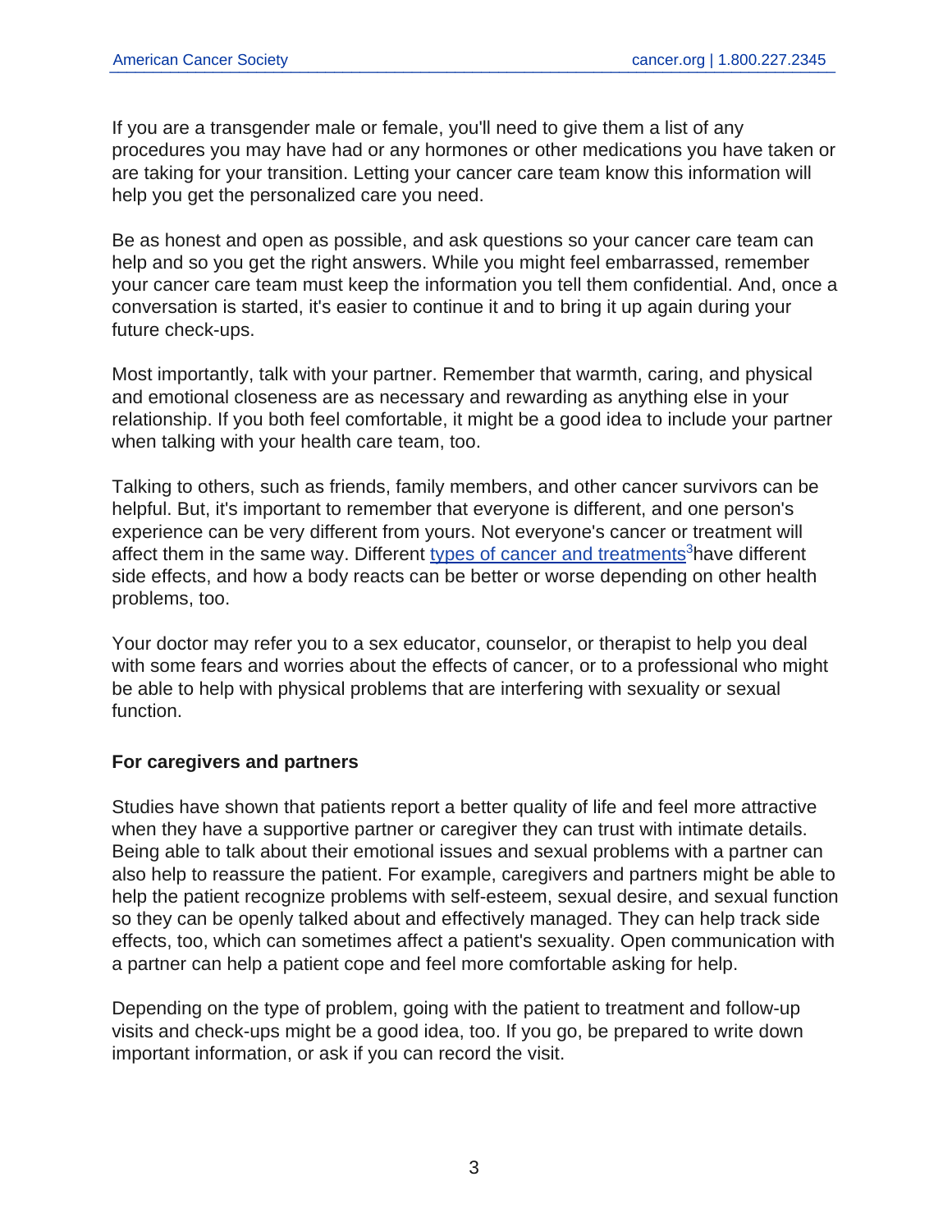If you are a transgender male or female, you'll need to give them a list of any procedures you may have had or any hormones or other medications you have taken or are taking for your transition. Letting your cancer care team know this information will help you get the personalized care you need.

Be as honest and open as possible, and ask questions so your cancer care team can help and so you get the right answers. While you might feel embarrassed, remember your cancer care team must keep the information you tell them confidential. And, once a conversation is started, it's easier to continue it and to bring it up again during your future check-ups.

Most importantly, talk with your partner. Remember that warmth, caring, and physical and emotional closeness are as necessary and rewarding as anything else in your relationship. If you both feel comfortable, it might be a good idea to include your partner when talking with your health care team, too.

Talking to others, such as friends, family members, and other cancer survivors can be helpful. But, it's important to remember that everyone is different, and one person's experience can be very different from yours. Not everyone's cancer or treatment will affect them in the same way. Different types of cancer and treatments[3] have different side effects, and how a body reacts can be better or worse depending on other health problems, too.

Your doctor may refer you to a sex educator, counselor, or therapist to help you deal with some fears and worries about the effects of cancer, or to a professional who might be able to help with physical problems that are interfering with sexuality or sexual function.

**For caregivers and partners**

Studies have shown that patients report a better quality of life and feel more attractive when they have a supportive partner or caregiver they can trust with intimate details. Being able to talk about their emotional issues and sexual problems with a partner can also help to reassure the patient. For example, caregivers and partners might be able to help the patient recognize problems with self-esteem, sexual desire, and sexual function so they can be openly talked about and effectively managed. They can help track side effects, too, which can sometimes affect a patient's sexuality. Open communication with a partner can help a patient cope and feel more comfortable asking for help.

Depending on the type of problem, going with the patient to treatment and follow-up visits and check-ups might be a good idea, too. If you go, be prepared to write down important information, or ask if you can record the visit.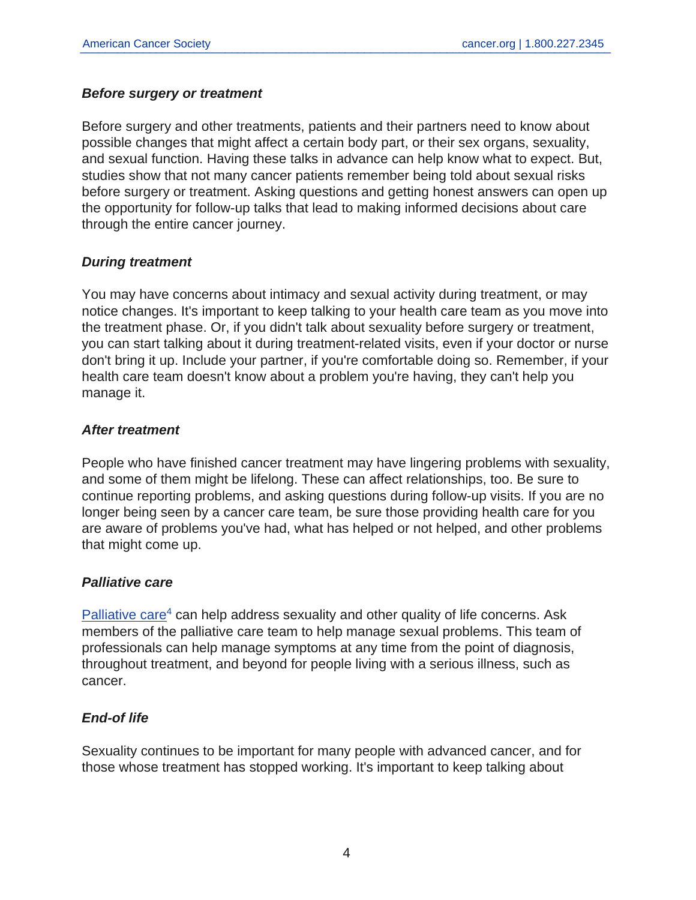***Before surgery or treatment***

Before surgery and other treatments, patients and their partners need to know about possible changes that might affect a certain body part, or their sex organs, sexuality, and sexual function. Having these talks in advance can help know what to expect. But, studies show that not many cancer patients remember being told about sexual risks before surgery or treatment. Asking questions and getting honest answers can open up the opportunity for follow-up talks that lead to making informed decisions about care through the entire cancer journey.

***During treatment***

You may have concerns about intimacy and sexual activity during treatment, or may notice changes. It's important to keep talking to your health care team as you move into the treatment phase. Or, if you didn't talk about sexuality before surgery or treatment, you can start talking about it during treatment-related visits, even if your doctor or nurse don't bring it up. Include your partner, if you're comfortable doing so. Remember, if your health care team doesn't know about a problem you're having, they can't help you manage it.

***After treatment***

People who have finished cancer treatment may have lingering problems with sexuality, and some of them might be lifelong. These can affect relationships, too. Be sure to continue reporting problems, and asking questions during follow-up visits. If you are no longer being seen by a cancer care team, be sure those providing health care for you are aware of problems you've had, what has helped or not helped, and other problems that might come up.

***Palliative care***

Palliative care[4] can help address sexuality and other quality of life concerns. Ask members of the palliative care team to help manage sexual problems. This team of professionals can help manage symptoms at any time from the point of diagnosis, throughout treatment, and beyond for people living with a serious illness, such as cancer.

***End-of life***

Sexuality continues to be important for many people with advanced cancer, and for those whose treatment has stopped working. It's important to keep talking about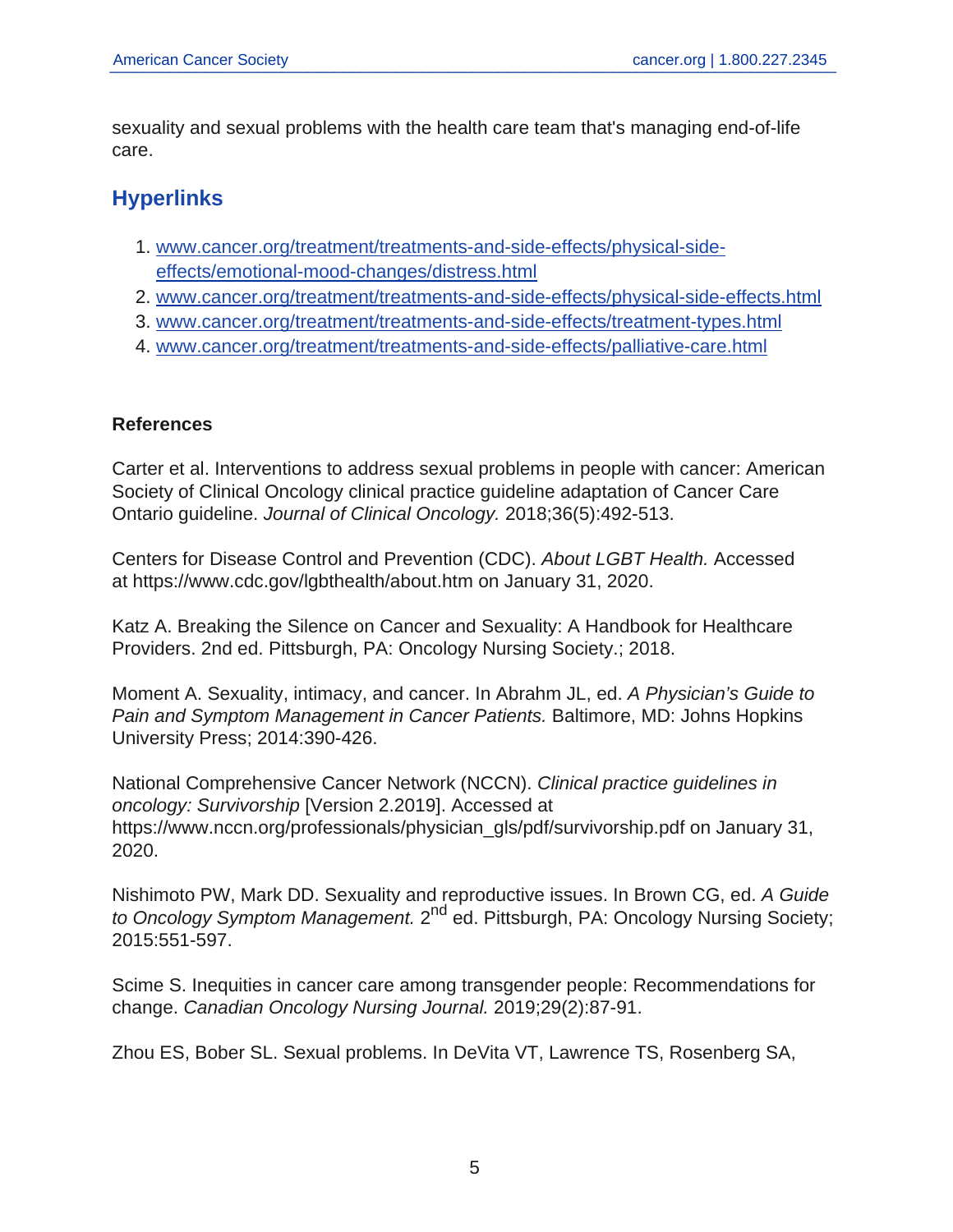sexuality and sexual problems with the health care team that's managing end-of-life care.

## Hyperlinks

1. www.cancer.org/treatment/treatments-and-side-effects/physical-side-effects/emotional-mood-changes/distress.html
2. www.cancer.org/treatment/treatments-and-side-effects/physical-side-effects.html
3. www.cancer.org/treatment/treatments-and-side-effects/treatment-types.html
4. www.cancer.org/treatment/treatments-and-side-effects/palliative-care.html

**References**

Carter et al. Interventions to address sexual problems in people with cancer: American Society of Clinical Oncology clinical practice guideline adaptation of Cancer Care Ontario guideline. *Journal of Clinical Oncology.* 2018;36(5):492-513.

Centers for Disease Control and Prevention (CDC). *About LGBT Health.* Accessed at https://www.cdc.gov/lgbthealth/about.htm on January 31, 2020.

Katz A. Breaking the Silence on Cancer and Sexuality: A Handbook for Healthcare Providers. 2nd ed. Pittsburgh, PA: Oncology Nursing Society.; 2018.

Moment A. Sexuality, intimacy, and cancer. In Abrahm JL, ed. *A Physician's Guide to Pain and Symptom Management in Cancer Patients.* Baltimore, MD: Johns Hopkins University Press; 2014:390-426.

National Comprehensive Cancer Network (NCCN). *Clinical practice guidelines in oncology: Survivorship* [Version 2.2019]. Accessed at https://www.nccn.org/professionals/physician_gls/pdf/survivorship.pdf on January 31, 2020.

Nishimoto PW, Mark DD. Sexuality and reproductive issues. In Brown CG, ed. *A Guide to Oncology Symptom Management.* 2nd ed. Pittsburgh, PA: Oncology Nursing Society; 2015:551-597.

Scime S. Inequities in cancer care among transgender people: Recommendations for change. *Canadian Oncology Nursing Journal.* 2019;29(2):87-91.

Zhou ES, Bober SL. Sexual problems. In DeVita VT, Lawrence TS, Rosenberg SA,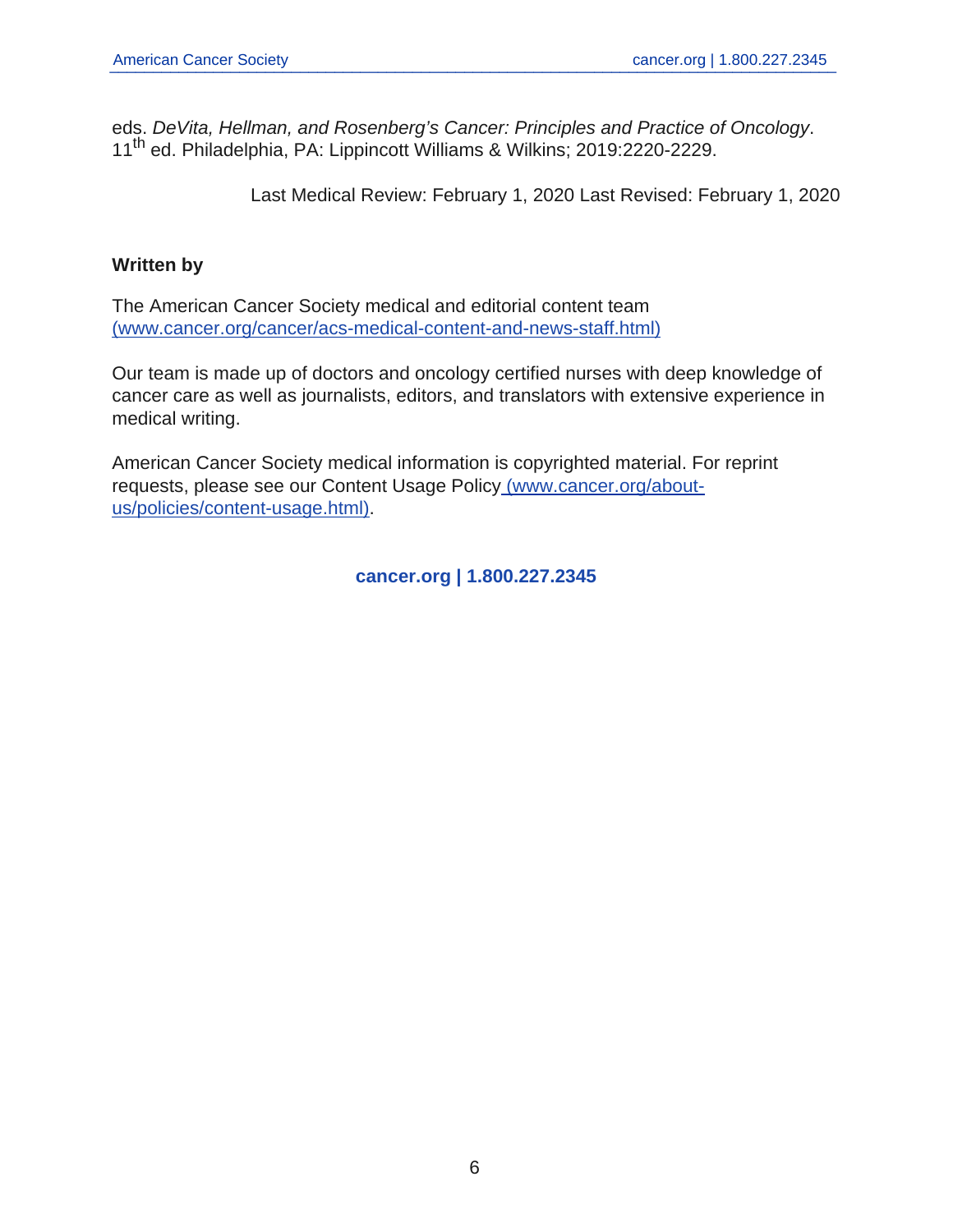eds. *DeVita, Hellman, and Rosenberg's Cancer: Principles and Practice of Oncology*. 11th ed. Philadelphia, PA: Lippincott Williams & Wilkins; 2019:2220-2229.

Last Medical Review: February 1, 2020 Last Revised: February 1, 2020

**Written by**

The American Cancer Society medical and editorial content team (www.cancer.org/cancer/acs-medical-content-and-news-staff.html)

Our team is made up of doctors and oncology certified nurses with deep knowledge of cancer care as well as journalists, editors, and translators with extensive experience in medical writing.

American Cancer Society medical information is copyrighted material. For reprint requests, please see our Content Usage Policy (www.cancer.org/about-us/policies/content-usage.html).

**cancer.org | 1.800.227.2345**